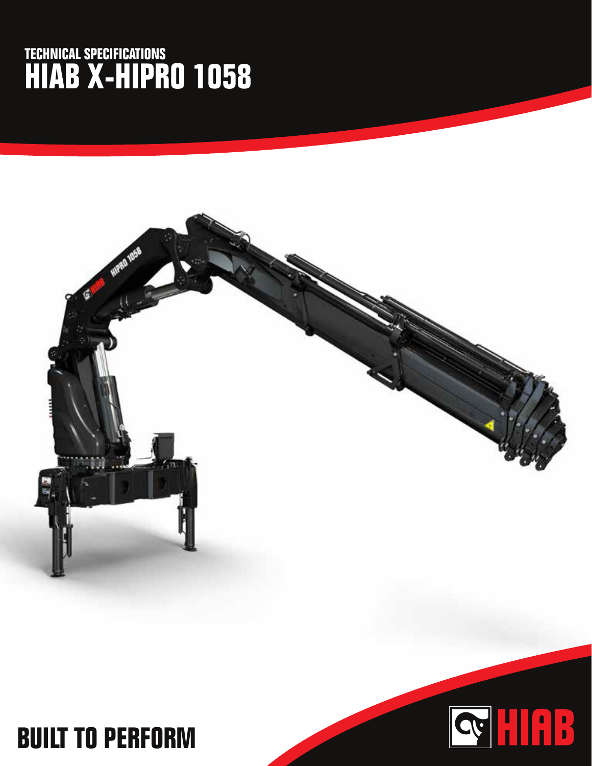TECHNICAL SPECIFICATIONS

# HIAB X-HIPRO 1058

## BUILT TO PERFORM

HIAB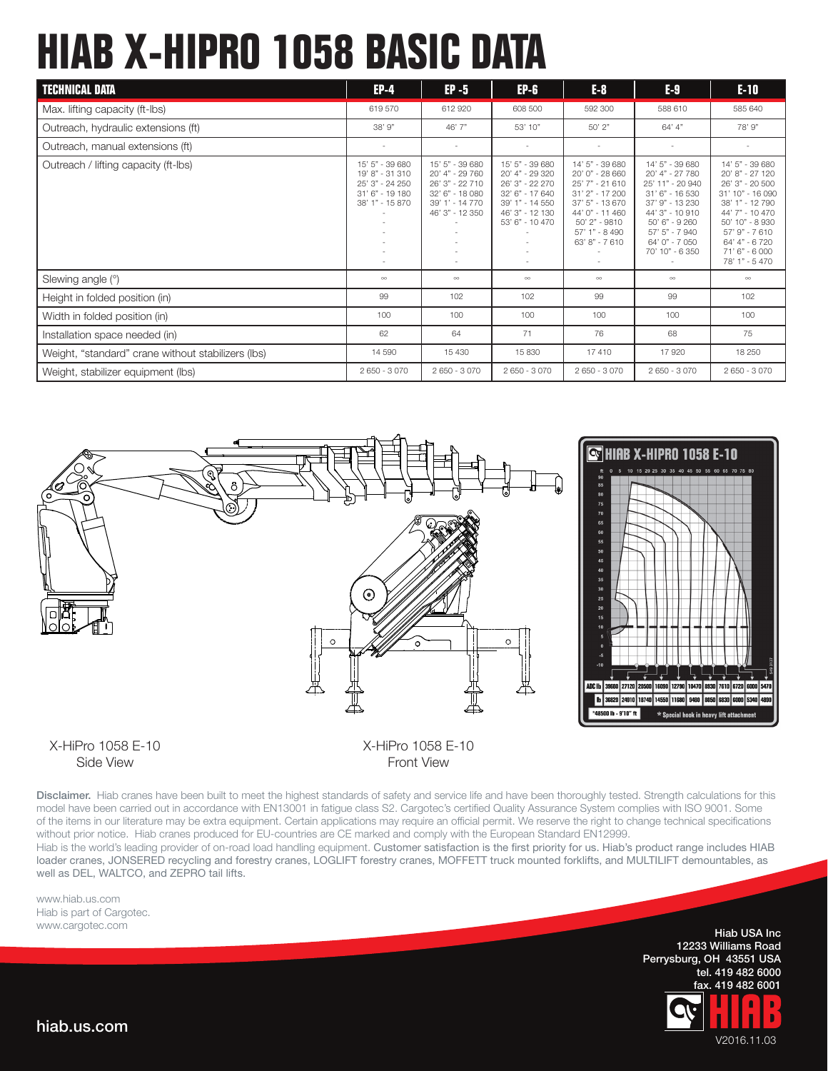# HIAB X-HIPRO 1058 BASIC DATA

| TECHNICAL DATA | EP-4 | EP -5 | EP-6 | E-8 | E-9 | E-10 |
|---|---|---|---|---|---|---|
| Max. lifting capacity (ft-lbs) | 619 570 | 612 920 | 608 500 | 592 300 | 588 610 | 585 640 |
| Outreach, hydraulic extensions (ft) | 38' 9" | 46' 7" | 53' 10" | 50' 2" | 64' 4" | 78' 9" |
| Outreach, manual extensions (ft) | - | - | - | - | - | - |
| Outreach / lifting capacity (ft-lbs) | 15' 5" - 39 680<br>19' 8" - 31 310<br>25' 3" - 24 250<br>31' 6" - 19 180<br>38' 1" - 15 870<br>-<br>-<br>-<br>-<br>-<br>- | 15' 5" - 39 680<br>20' 4" - 29 760<br>26' 3" - 22 710<br>32' 6" - 18 080<br>39' 1" - 14 770<br>46' 3" - 12 350<br>-<br>-<br>-<br>-<br>- | 15' 5" - 39 680<br>20' 4" - 29 320<br>26' 3" - 22 270<br>32' 6" - 17 640<br>39' 1" - 14 550<br>46' 3" - 12 130<br>53' 6" - 10 470<br>-<br>-<br>-<br>- | 14' 5" - 39 680<br>20' 0" - 28 660<br>25' 7" - 21 610<br>31' 2" - 17 200<br>37' 5" - 13 670<br>44' 0" - 11 460<br>50' 2" - 9810<br>57' 1" - 8 490<br>63' 8" - 7 610<br>-<br>- | 14' 5" - 39 680<br>20' 4" - 27 780<br>25' 11" - 20 940<br>31' 6" - 16 530<br>37' 9" - 13 230<br>44' 3" - 10 910<br>50' 6" - 9 260<br>57' 5" - 7 940<br>64' 0" - 7 050<br>70' 10" - 6 350<br>- | 14' 5" - 39 680<br>20' 8" - 27 120<br>26' 3" - 20 500<br>31' 10" - 16 090<br>38' 1" - 12 790<br>44' 7" - 10 470<br>50' 10" - 8 930<br>57' 9" - 7 610<br>64' 4" - 6 720<br>71' 6" - 6 000<br>78' 1" - 5 470 |
| Slewing angle (°) | ∞ | ∞ | ∞ | ∞ | ∞ | ∞ |
| Height in folded position (in) | 99 | 102 | 102 | 99 | 99 | 102 |
| Width in folded position (in) | 100 | 100 | 100 | 100 | 100 | 100 |
| Installation space needed (in) | 62 | 64 | 71 | 76 | 68 | 75 |
| Weight, "standard" crane without stabilizers (lbs) | 14 590 | 15 430 | 15 830 | 17 410 | 17 920 | 18 250 |
| Weight, stabilizer equipment (lbs) | 2 650 - 3 070 | 2 650 - 3 070 | 2 650 - 3 070 | 2 650 - 3 070 | 2 650 - 3 070 | 2 650 - 3 070 |

HIAB X-HIPRO 1058 E-10

ADC lb 39680 27120 20500 16090 12790 10470 8930 7610 6720 6000 5470

lb 36820 24910 18740 14550 11680 9480 8050 6830 6000 5340 4890

*48500 lb - 9'10" ft

* Special hook in heavy lift attachment

X-HiPro 1058 E-10
Side View

X-HiPro 1058 E-10
Front View

**Disclaimer.** Hiab cranes have been built to meet the highest standards of safety and service life and have been thoroughly tested. Strength calculations for this model have been carried out in accordance with EN13001 in fatigue class S2. Cargotec's certified Quality Assurance System complies with ISO 9001. Some of the items in our literature may be extra equipment. Certain applications may require an official permit. We reserve the right to change technical specifications without prior notice. Hiab cranes produced for EU-countries are CE marked and comply with the European Standard EN12999.

Hiab is the world's leading provider of on-road load handling equipment. Customer satisfaction is the first priority for us. Hiab's product range includes HIAB loader cranes, JONSERED recycling and forestry cranes, LOGLIFT forestry cranes, MOFFETT truck mounted forklifts, and MULTILIFT demountables, as well as DEL, WALTCO, and ZEPRO tail lifts.

www.hiab.us.com
Hiab is part of Cargotec.
www.cargotec.com

**Hiab USA Inc**
**12233 Williams Road**
**Perrysburg, OH 43551 USA**
**tel. 419 482 6000**
**fax. 419 482 6001**

**hiab.us.com**

V2016.11.03